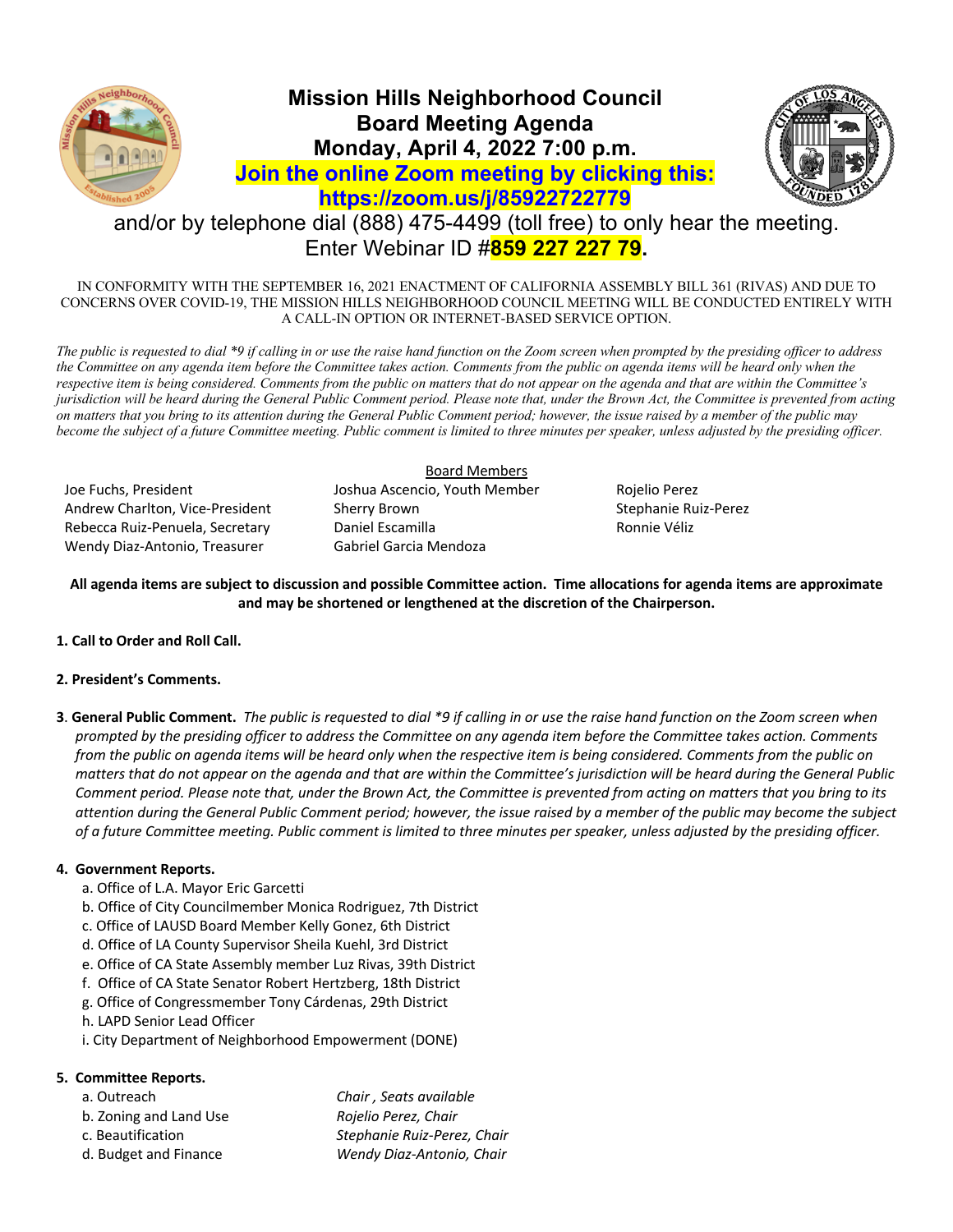# Mission Hills Neighborhood Council
## Board Meeting Agenda
## Monday, April 4, 2022 7:00 p.m.

**Join the online Zoom meeting by clicking this: https://zoom.us/j/85922722779**

and/or by telephone dial (888) 475-4499 (toll free) to only hear the meeting. Enter Webinar ID #**859 227 227 79**.

IN CONFORMITY WITH THE SEPTEMBER 16, 2021 ENACTMENT OF CALIFORNIA ASSEMBLY BILL 361 (RIVAS) AND DUE TO CONCERNS OVER COVID-19, THE MISSION HILLS NEIGHBORHOOD COUNCIL MEETING WILL BE CONDUCTED ENTIRELY WITH A CALL-IN OPTION OR INTERNET-BASED SERVICE OPTION.

*The public is requested to dial *9 if calling in or use the raise hand function on the Zoom screen when prompted by the presiding officer to address the Committee on any agenda item before the Committee takes action. Comments from the public on agenda items will be heard only when the respective item is being considered. Comments from the public on matters that do not appear on the agenda and that are within the Committee's jurisdiction will be heard during the General Public Comment period. Please note that, under the Brown Act, the Committee is prevented from acting on matters that you bring to its attention during the General Public Comment period; however, the issue raised by a member of the public may become the subject of a future Committee meeting. Public comment is limited to three minutes per speaker, unless adjusted by the presiding officer.*

Board Members

Joe Fuchs, President
Andrew Charlton, Vice-President
Rebecca Ruiz-Penuela, Secretary
Wendy Diaz-Antonio, Treasurer
Joshua Ascencio, Youth Member
Sherry Brown
Daniel Escamilla
Gabriel Garcia Mendoza
Rojelio Perez
Stephanie Ruiz-Perez
Ronnie Véliz

**All agenda items are subject to discussion and possible Committee action. Time allocations for agenda items are approximate and may be shortened or lengthened at the discretion of the Chairperson.**

**1. Call to Order and Roll Call.**

**2. President's Comments.**

**3. General Public Comment.** *The public is requested to dial *9 if calling in or use the raise hand function on the Zoom screen when prompted by the presiding officer to address the Committee on any agenda item before the Committee takes action. Comments from the public on agenda items will be heard only when the respective item is being considered. Comments from the public on matters that do not appear on the agenda and that are within the Committee's jurisdiction will be heard during the General Public Comment period. Please note that, under the Brown Act, the Committee is prevented from acting on matters that you bring to its attention during the General Public Comment period; however, the issue raised by a member of the public may become the subject of a future Committee meeting. Public comment is limited to three minutes per speaker, unless adjusted by the presiding officer.*

**4. Government Reports.**

a. Office of L.A. Mayor Eric Garcetti
b. Office of City Councilmember Monica Rodriguez, 7th District
c. Office of LAUSD Board Member Kelly Gonez, 6th District
d. Office of LA County Supervisor Sheila Kuehl, 3rd District
e. Office of CA State Assembly member Luz Rivas, 39th District
f. Office of CA State Senator Robert Hertzberg, 18th District
g. Office of Congressmember Tony Cárdenas, 29th District
h. LAPD Senior Lead Officer
i. City Department of Neighborhood Empowerment (DONE)

**5. Committee Reports.**

a. Outreach — *Chair , Seats available*
b. Zoning and Land Use — *Rojelio Perez, Chair*
c. Beautification — *Stephanie Ruiz-Perez, Chair*
d. Budget and Finance — *Wendy Diaz-Antonio, Chair*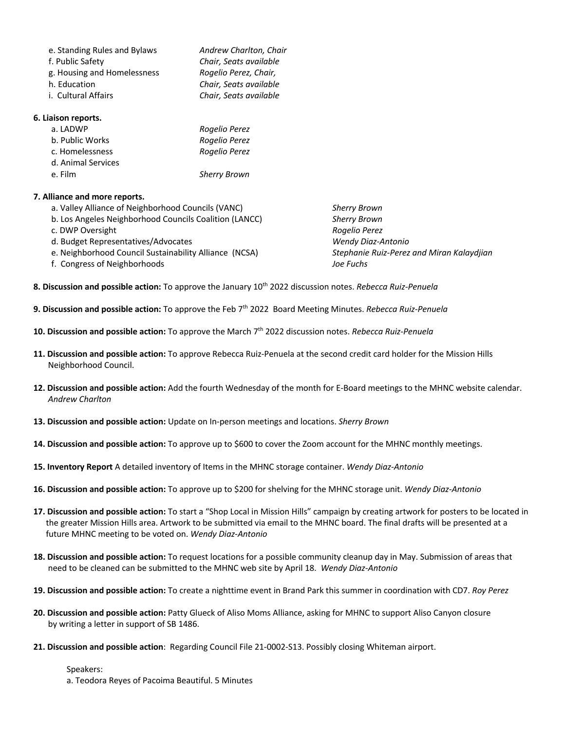e. Standing Rules and Bylaws — *Andrew Charlton, Chair*
f. Public Safety — *Chair, Seats available*
g. Housing and Homelessness — *Rogelio Perez, Chair,*
h. Education — *Chair, Seats available*
i. Cultural Affairs — *Chair, Seats available*

**6. Liaison reports.**

a. LADWP — *Rogelio Perez*
b. Public Works — *Rogelio Perez*
c. Homelessness — *Rogelio Perez*
d. Animal Services
e. Film — *Sherry Brown*

**7. Alliance and more reports.**

a. Valley Alliance of Neighborhood Councils (VANC) — *Sherry Brown*
b. Los Angeles Neighborhood Councils Coalition (LANCC) — *Sherry Brown*
c. DWP Oversight — *Rogelio Perez*
d. Budget Representatives/Advocates — *Wendy Diaz-Antonio*
e. Neighborhood Council Sustainability Alliance (NCSA) — *Stephanie Ruiz-Perez and Miran Kalaydjian*
f. Congress of Neighborhoods — *Joe Fuchs*

**8. Discussion and possible action:** To approve the January 10th 2022 discussion notes. *Rebecca Ruiz-Penuela*

**9. Discussion and possible action:** To approve the Feb 7th 2022 Board Meeting Minutes. *Rebecca Ruiz-Penuela*

**10. Discussion and possible action:** To approve the March 7th 2022 discussion notes. *Rebecca Ruiz-Penuela*

**11. Discussion and possible action:** To approve Rebecca Ruiz-Penuela at the second credit card holder for the Mission Hills Neighborhood Council.

**12. Discussion and possible action:** Add the fourth Wednesday of the month for E-Board meetings to the MHNC website calendar. *Andrew Charlton*

**13. Discussion and possible action:** Update on In-person meetings and locations. *Sherry Brown*

**14. Discussion and possible action:** To approve up to $600 to cover the Zoom account for the MHNC monthly meetings.

**15. Inventory Report** A detailed inventory of Items in the MHNC storage container. *Wendy Diaz-Antonio*

**16. Discussion and possible action:** To approve up to $200 for shelving for the MHNC storage unit. *Wendy Diaz-Antonio*

**17. Discussion and possible action:** To start a "Shop Local in Mission Hills" campaign by creating artwork for posters to be located in the greater Mission Hills area. Artwork to be submitted via email to the MHNC board. The final drafts will be presented at a future MHNC meeting to be voted on. *Wendy Diaz-Antonio*

**18. Discussion and possible action:** To request locations for a possible community cleanup day in May. Submission of areas that need to be cleaned can be submitted to the MHNC web site by April 18. *Wendy Diaz-Antonio*

**19. Discussion and possible action:** To create a nighttime event in Brand Park this summer in coordination with CD7. *Roy Perez*

**20. Discussion and possible action:** Patty Glueck of Aliso Moms Alliance, asking for MHNC to support Aliso Canyon closure by writing a letter in support of SB 1486.

**21. Discussion and possible action**: Regarding Council File 21-0002-S13. Possibly closing Whiteman airport.

Speakers:
a. Teodora Reyes of Pacoima Beautiful. 5 Minutes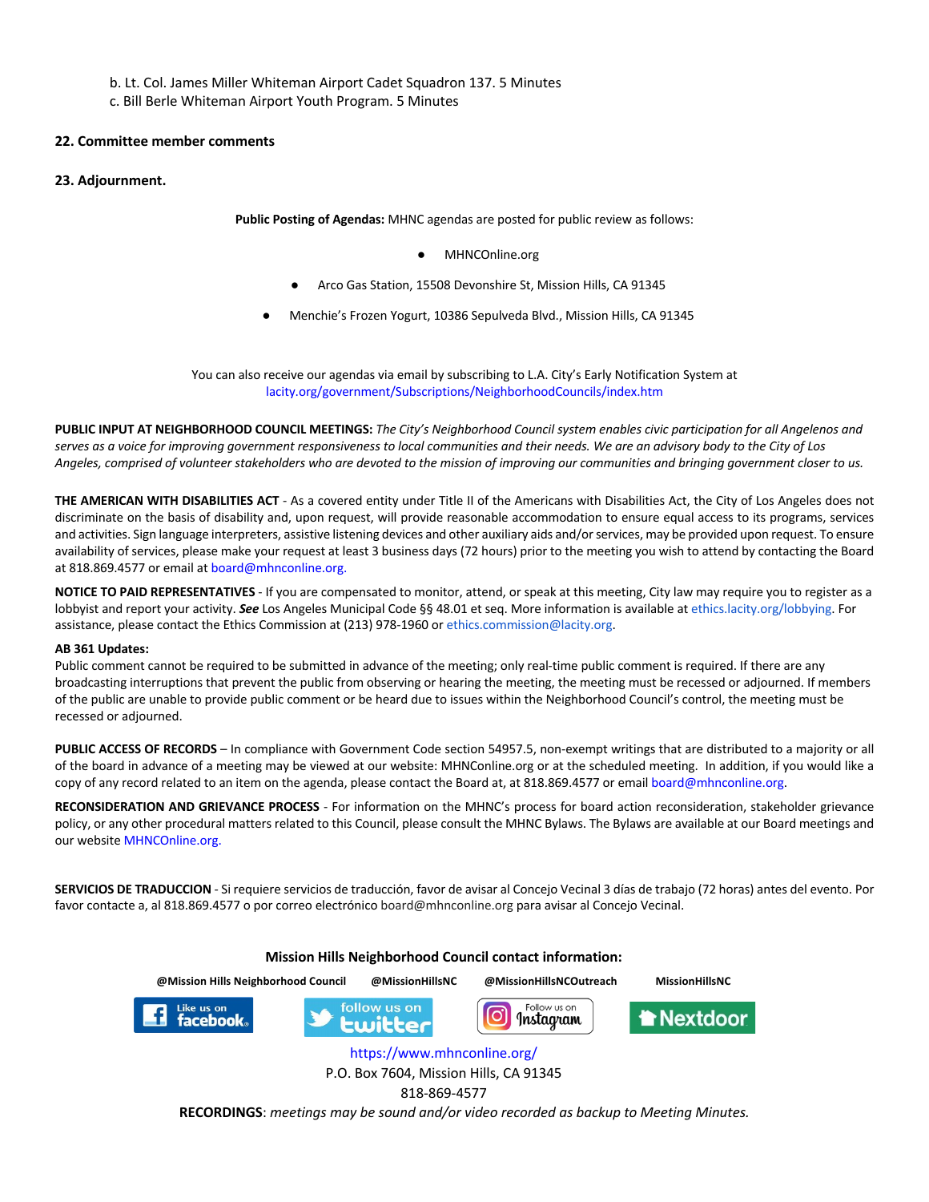b. Lt. Col. James Miller Whiteman Airport Cadet Squadron 137. 5 Minutes
c. Bill Berle Whiteman Airport Youth Program. 5 Minutes

**22. Committee member comments**

**23. Adjournment.**

**Public Posting of Agendas:** MHNC agendas are posted for public review as follows:

- MHNCOnline.org
- Arco Gas Station, 15508 Devonshire St, Mission Hills, CA 91345
- Menchie's Frozen Yogurt, 10386 Sepulveda Blvd., Mission Hills, CA 91345

You can also receive our agendas via email by subscribing to L.A. City's Early Notification System at lacity.org/government/Subscriptions/NeighborhoodCouncils/index.htm

**PUBLIC INPUT AT NEIGHBORHOOD COUNCIL MEETINGS:** *The City's Neighborhood Council system enables civic participation for all Angelenos and serves as a voice for improving government responsiveness to local communities and their needs. We are an advisory body to the City of Los Angeles, comprised of volunteer stakeholders who are devoted to the mission of improving our communities and bringing government closer to us.*

**THE AMERICAN WITH DISABILITIES ACT** - As a covered entity under Title II of the Americans with Disabilities Act, the City of Los Angeles does not discriminate on the basis of disability and, upon request, will provide reasonable accommodation to ensure equal access to its programs, services and activities. Sign language interpreters, assistive listening devices and other auxiliary aids and/or services, may be provided upon request. To ensure availability of services, please make your request at least 3 business days (72 hours) prior to the meeting you wish to attend by contacting the Board at 818.869.4577 or email at board@mhnconline.org.

**NOTICE TO PAID REPRESENTATIVES** - If you are compensated to monitor, attend, or speak at this meeting, City law may require you to register as a lobbyist and report your activity. ***See*** Los Angeles Municipal Code §§ 48.01 et seq. More information is available at ethics.lacity.org/lobbying. For assistance, please contact the Ethics Commission at (213) 978-1960 or ethics.commission@lacity.org.

**AB 361 Updates:**
Public comment cannot be required to be submitted in advance of the meeting; only real-time public comment is required. If there are any broadcasting interruptions that prevent the public from observing or hearing the meeting, the meeting must be recessed or adjourned. If members of the public are unable to provide public comment or be heard due to issues within the Neighborhood Council's control, the meeting must be recessed or adjourned.

**PUBLIC ACCESS OF RECORDS** – In compliance with Government Code section 54957.5, non-exempt writings that are distributed to a majority or all of the board in advance of a meeting may be viewed at our website: MHNConline.org or at the scheduled meeting. In addition, if you would like a copy of any record related to an item on the agenda, please contact the Board at, at 818.869.4577 or email board@mhnconline.org.

**RECONSIDERATION AND GRIEVANCE PROCESS** - For information on the MHNC's process for board action reconsideration, stakeholder grievance policy, or any other procedural matters related to this Council, please consult the MHNC Bylaws. The Bylaws are available at our Board meetings and our website MHNCOnline.org.

**SERVICIOS DE TRADUCCION** - Si requiere servicios de traducción, favor de avisar al Concejo Vecinal 3 días de trabajo (72 horas) antes del evento. Por favor contacte a, al 818.869.4577 o por correo electrónico board@mhnconline.org para avisar al Concejo Vecinal.

**Mission Hills Neighborhood Council contact information:**

**@Mission Hills Neighborhood Council** **@MissionHillsNC** **@MissionHillsNCOutreach** **MissionHillsNC**

Like us on facebook | follow us on twitter | Follow us on Instagram | Nextdoor

https://www.mhnconline.org/
P.O. Box 7604, Mission Hills, CA 91345
818-869-4577

**RECORDINGS**: *meetings may be sound and/or video recorded as backup to Meeting Minutes.*